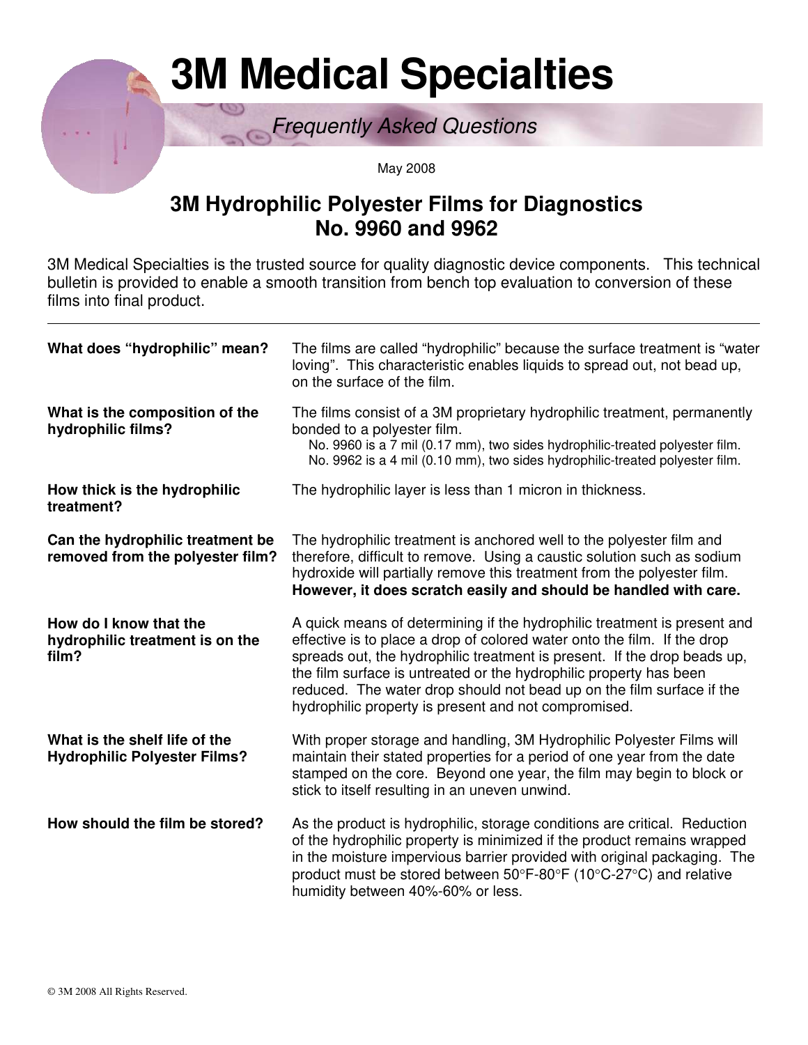# 3M Medical Specialties

*Frequently Asked Questions*

May 2008

## 3M Hydrophilic Polyester Films for Diagnostics No. 9960 and 9962

3M Medical Specialties is the trusted source for quality diagnostic device components. This technical bulletin is provided to enable a smooth transition from bench top evaluation to conversion of these films into final product.

---

**What does "hydrophilic" mean?**

The films are called "hydrophilic" because the surface treatment is "water loving". This characteristic enables liquids to spread out, not bead up, on the surface of the film.

**What is the composition of the hydrophilic films?**

The films consist of a 3M proprietary hydrophilic treatment, permanently bonded to a polyester film.

No. 9960 is a 7 mil (0.17 mm), two sides hydrophilic-treated polyester film.
No. 9962 is a 4 mil (0.10 mm), two sides hydrophilic-treated polyester film.

**How thick is the hydrophilic treatment?**

The hydrophilic layer is less than 1 micron in thickness.

**Can the hydrophilic treatment be removed from the polyester film?**

The hydrophilic treatment is anchored well to the polyester film and therefore, difficult to remove. Using a caustic solution such as sodium hydroxide will partially remove this treatment from the polyester film. **However, it does scratch easily and should be handled with care.**

**How do I know that the hydrophilic treatment is on the film?**

A quick means of determining if the hydrophilic treatment is present and effective is to place a drop of colored water onto the film. If the drop spreads out, the hydrophilic treatment is present. If the drop beads up, the film surface is untreated or the hydrophilic property has been reduced. The water drop should not bead up on the film surface if the hydrophilic property is present and not compromised.

**What is the shelf life of the Hydrophilic Polyester Films?**

With proper storage and handling, 3M Hydrophilic Polyester Films will maintain their stated properties for a period of one year from the date stamped on the core. Beyond one year, the film may begin to block or stick to itself resulting in an uneven unwind.

**How should the film be stored?**

As the product is hydrophilic, storage conditions are critical. Reduction of the hydrophilic property is minimized if the product remains wrapped in the moisture impervious barrier provided with original packaging. The product must be stored between 50°F-80°F (10°C-27°C) and relative humidity between 40%-60% or less.

© 3M 2008 All Rights Reserved.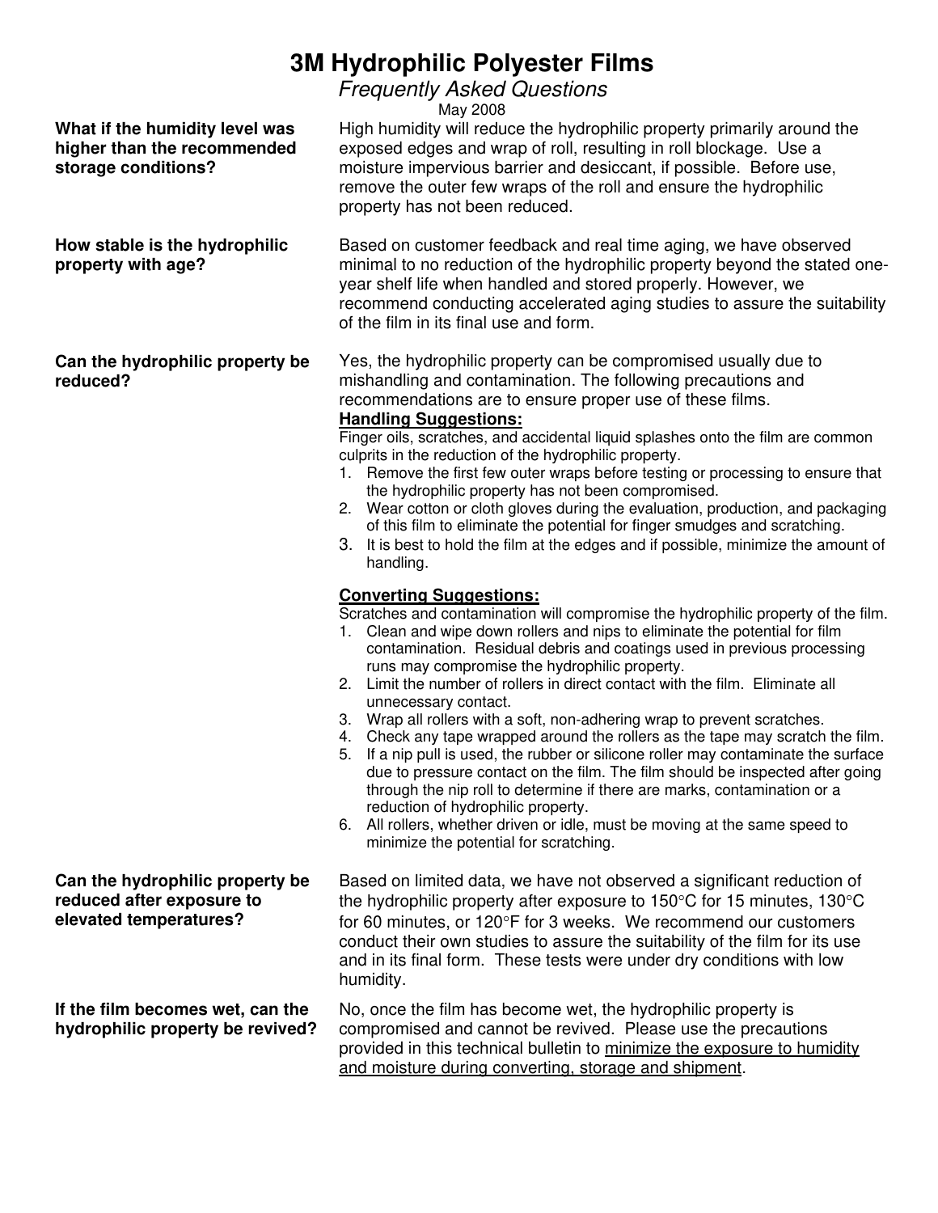# 3M Hydrophilic Polyester Films

*Frequently Asked Questions*

May 2008

**What if the humidity level was higher than the recommended storage conditions?**

High humidity will reduce the hydrophilic property primarily around the exposed edges and wrap of roll, resulting in roll blockage. Use a moisture impervious barrier and desiccant, if possible. Before use, remove the outer few wraps of the roll and ensure the hydrophilic property has not been reduced.

**How stable is the hydrophilic property with age?**

Based on customer feedback and real time aging, we have observed minimal to no reduction of the hydrophilic property beyond the stated one-year shelf life when handled and stored properly. However, we recommend conducting accelerated aging studies to assure the suitability of the film in its final use and form.

**Can the hydrophilic property be reduced?**

Yes, the hydrophilic property can be compromised usually due to mishandling and contamination. The following precautions and recommendations are to ensure proper use of these films.

**<u>Handling Suggestions:</u>**

Finger oils, scratches, and accidental liquid splashes onto the film are common culprits in the reduction of the hydrophilic property.

1. Remove the first few outer wraps before testing or processing to ensure that the hydrophilic property has not been compromised.
2. Wear cotton or cloth gloves during the evaluation, production, and packaging of this film to eliminate the potential for finger smudges and scratching.
3. It is best to hold the film at the edges and if possible, minimize the amount of handling.

**<u>Converting Suggestions:</u>**

Scratches and contamination will compromise the hydrophilic property of the film.

1. Clean and wipe down rollers and nips to eliminate the potential for film contamination. Residual debris and coatings used in previous processing runs may compromise the hydrophilic property.
2. Limit the number of rollers in direct contact with the film. Eliminate all unnecessary contact.
3. Wrap all rollers with a soft, non-adhering wrap to prevent scratches.
4. Check any tape wrapped around the rollers as the tape may scratch the film.
5. If a nip pull is used, the rubber or silicone roller may contaminate the surface due to pressure contact on the film. The film should be inspected after going through the nip roll to determine if there are marks, contamination or a reduction of hydrophilic property.
6. All rollers, whether driven or idle, must be moving at the same speed to minimize the potential for scratching.

**Can the hydrophilic property be reduced after exposure to elevated temperatures?**

Based on limited data, we have not observed a significant reduction of the hydrophilic property after exposure to 150°C for 15 minutes, 130°C for 60 minutes, or 120°F for 3 weeks. We recommend our customers conduct their own studies to assure the suitability of the film for its use and in its final form. These tests were under dry conditions with low humidity.

**If the film becomes wet, can the hydrophilic property be revived?**

No, once the film has become wet, the hydrophilic property is compromised and cannot be revived. Please use the precautions provided in this technical bulletin to <u>minimize the exposure to humidity and moisture during converting, storage and shipment</u>.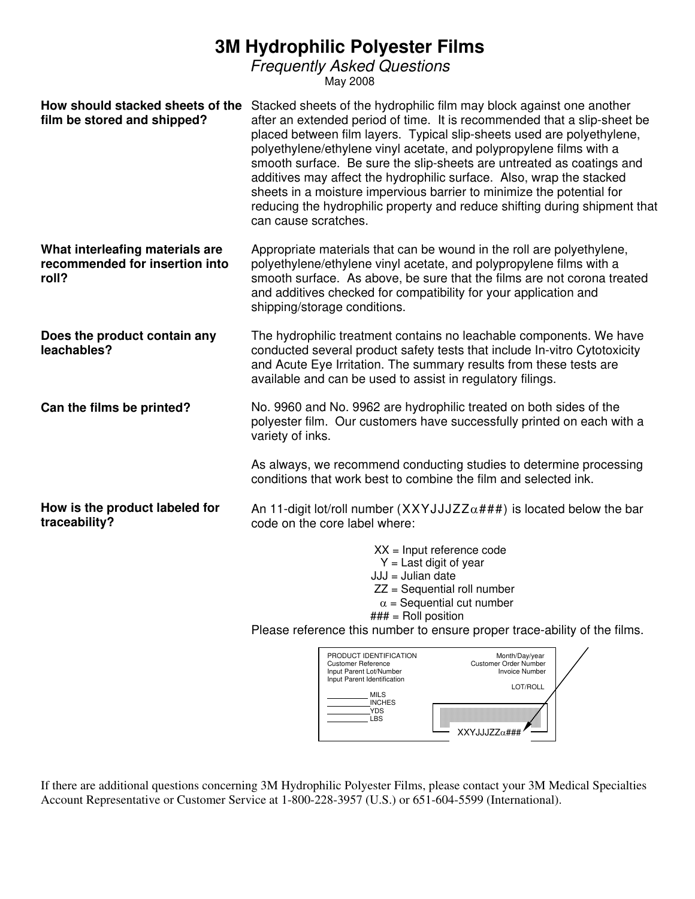# 3M Hydrophilic Polyester Films

*Frequently Asked Questions*

May 2008

**How should stacked sheets of the film be stored and shipped?**

Stacked sheets of the hydrophilic film may block against one another after an extended period of time. It is recommended that a slip-sheet be placed between film layers. Typical slip-sheets used are polyethylene, polyethylene/ethylene vinyl acetate, and polypropylene films with a smooth surface. Be sure the slip-sheets are untreated as coatings and additives may affect the hydrophilic surface. Also, wrap the stacked sheets in a moisture impervious barrier to minimize the potential for reducing the hydrophilic property and reduce shifting during shipment that can cause scratches.

**What interleafing materials are recommended for insertion into roll?**

Appropriate materials that can be wound in the roll are polyethylene, polyethylene/ethylene vinyl acetate, and polypropylene films with a smooth surface. As above, be sure that the films are not corona treated and additives checked for compatibility for your application and shipping/storage conditions.

**Does the product contain any leachables?**

The hydrophilic treatment contains no leachable components. We have conducted several product safety tests that include In-vitro Cytotoxicity and Acute Eye Irritation. The summary results from these tests are available and can be used to assist in regulatory filings.

**Can the films be printed?**

No. 9960 and No. 9962 are hydrophilic treated on both sides of the polyester film. Our customers have successfully printed on each with a variety of inks.

As always, we recommend conducting studies to determine processing conditions that work best to combine the film and selected ink.

**How is the product labeled for traceability?**

An 11-digit lot/roll number (XXYJJJZZα###) is located below the bar code on the core label where:

XX = Input reference code
Y = Last digit of year
JJJ = Julian date
ZZ = Sequential roll number
α = Sequential cut number
### = Roll position

Please reference this number to ensure proper trace-ability of the films.

PRODUCT IDENTIFICATION
Customer Reference
Input Parent Lot/Number
Input Parent Identification
_________ MILS
_________ INCHES
_________ YDS
_________ LBS

Month/Day/year
Customer Order Number
Invoice Number
LOT/ROLL

XXYJJJZZα###

If there are additional questions concerning 3M Hydrophilic Polyester Films, please contact your 3M Medical Specialties Account Representative or Customer Service at 1-800-228-3957 (U.S.) or 651-604-5599 (International).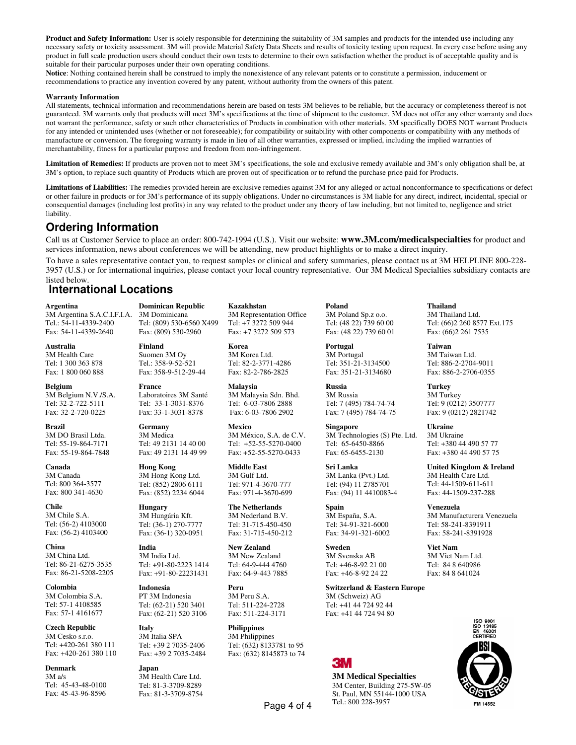**Product and Safety Information:** User is solely responsible for determining the suitability of 3M samples and products for the intended use including any necessary safety or toxicity assessment. 3M will provide Material Safety Data Sheets and results of toxicity testing upon request. In every case before using any product in full scale production users should conduct their own tests to determine to their own satisfaction whether the product is of acceptable quality and is suitable for their particular purposes under their own operating conditions.

**Notice**: Nothing contained herein shall be construed to imply the nonexistence of any relevant patents or to constitute a permission, inducement or recommendations to practice any invention covered by any patent, without authority from the owners of this patent.

**Warranty Information**

All statements, technical information and recommendations herein are based on tests 3M believes to be reliable, but the accuracy or completeness thereof is not guaranteed. 3M warrants only that products will meet 3M's specifications at the time of shipment to the customer. 3M does not offer any other warranty and does not warrant the performance, safety or such other characteristics of Products in combination with other materials. 3M specifically DOES NOT warrant Products for any intended or unintended uses (whether or not foreseeable); for compatibility or suitability with other components or compatibility with any methods of manufacture or conversion. The foregoing warranty is made in lieu of all other warranties, expressed or implied, including the implied warranties of merchantability, fitness for a particular purpose and freedom from non-infringement.

**Limitation of Remedies:** If products are proven not to meet 3M's specifications, the sole and exclusive remedy available and 3M's only obligation shall be, at 3M's option, to replace such quantity of Products which are proven out of specification or to refund the purchase price paid for Products.

**Limitations of Liabilities:** The remedies provided herein are exclusive remedies against 3M for any alleged or actual nonconformance to specifications or defect or other failure in products or for 3M's performance of its supply obligations. Under no circumstances is 3M liable for any direct, indirect, incidental, special or consequential damages (including lost profits) in any way related to the product under any theory of law including, but not limited to, negligence and strict liability.

## Ordering Information

Call us at Customer Service to place an order: 800-742-1994 (U.S.). Visit our website: **www.3M.com/medicalspecialties** for product and services information, news about conferences we will be attending, new product highlights or to make a direct inquiry.

To have a sales representative contact you, to request samples or clinical and safety summaries, please contact us at 3M HELPLINE 800-228-3957 (U.S.) or for international inquiries, please contact your local country representative. Our 3M Medical Specialties subsidiary contacts are listed below.

## International Locations

**Argentina**
3M Argentina S.A.C.I.F.I.A.
Tel.: 54-11-4339-2400
Fax: 54-11-4339-2640

**Australia**
3M Health Care
Tel: 1 300 363 878
Fax: 1 800 060 888

**Belgium**
3M Belgium N.V./S.A.
Tel: 32-2-722-5111
Fax: 32-2-720-0225

**Brazil**
3M DO Brasil Ltda.
Tel: 55-19-864-7171
Fax: 55-19-864-7848

**Canada**
3M Canada
Tel: 800 364-3577
Fax: 800 341-4630

**Chile**
3M Chile S.A.
Tel: (56-2) 4103000
Fax: (56-2) 4103400

**China**
3M China Ltd.
Tel: 86-21-6275-3535
Fax: 86-21-5208-2205

**Colombia**
3M Colombia S.A.
Tel: 57-1 4108585
Fax: 57-1 4161677

**Czech Republic**
3M Cesko s.r.o.
Tel: +420-261 380 111
Fax: +420-261 380 110

**Denmark**
3M a/s
Tel: 45-43-48-0100
Fax: 45-43-96-8596

**Dominican Republic**
3M Dominicana
Tel: (809) 530-6560 X499
Fax: (809) 530-2960

**Finland**
Suomen 3M Oy
Tel.: 358-9-52-521
Fax: 358-9-512-29-44

**France**
Laboratoires 3M Santé
Tel: 33-1-3031-8376
Fax: 33-1-3031-8378

**Germany**
3M Medica
Tel: 49 2131 14 40 00
Fax: 49 2131 14 49 99

**Hong Kong**
3M Hong Kong Ltd.
Tel: (852) 2806 6111
Fax: (852) 2234 6044

**Hungary**
3M Hungária Kft.
Tel: (36-1) 270-7777
Fax: (36-1) 320-0951

**India**
3M India Ltd.
Tel: +91-80-2223 1414
Fax: +91-80-22231431

**Indonesia**
PT 3M Indonesia
Tel: (62-21) 520 3401
Fax: (62-21) 520 3106

**Italy**
3M Italia SPA
Tel: +39 2 7035-2406
Fax: +39 2 7035-2484

**Japan**
3M Health Care Ltd.
Tel: 81-3-3709-8289
Fax: 81-3-3709-8754

**Kazakhstan**
3M Representation Office
Tel: +7 3272 509 944
Fax: +7 3272 509 573

**Korea**
3M Korea Ltd.
Tel: 82-2-3771-4286
Fax: 82-2-786-2825

**Malaysia**
3M Malaysia Sdn. Bhd.
Tel: 6-03-7806 2888
Fax: 6-03-7806 2902

**Mexico**
3M México, S.A. de C.V.
Tel: +52-55-5270-0400
Fax: +52-55-5270-0433

**Middle East**
3M Gulf Ltd.
Tel: 971-4-3670-777
Fax: 971-4-3670-699

**The Netherlands**
3M Nederland B.V.
Tel: 31-715-450-450
Fax: 31-715-450-212

**New Zealand**
3M New Zealand
Tel: 64-9-444 4760
Fax: 64-9-443 7885

**Peru**
3M Peru S.A.
Tel: 511-224-2728
Fax: 511-224-3171

**Philippines**
3M Philippines
Tel: (632) 8133781 to 95
Fax: (632) 8145873 to 74

**Poland**
3M Poland Sp.z o.o.
Tel: (48 22) 739 60 00
Fax: (48 22) 739 60 01

**Portugal**
3M Portugal
Tel: 351-21-3134500
Fax: 351-21-3134680

**Russia**
3M Russia
Tel: 7 (495) 784-74-74
Fax: 7 (495) 784-74-75

**Singapore**
3M Technologies (S) Pte. Ltd.
Tel: 65-6450-8866
Fax: 65-6455-2130

**Sri Lanka**
3M Lanka (Pvt.) Ltd.
Tel: (94) 11 2785701
Fax: (94) 11 4410083-4

**Spain**
3M España, S.A.
Tel: 34-91-321-6000
Fax: 34-91-321-6002

**Sweden**
3M Svenska AB
Tel: +46-8-92 21 00
Fax: +46-8-92 24 22

**Switzerland & Eastern Europe**
3M (Schweiz) AG
Tel: +41 44 724 92 44
Fax: +41 44 724 94 80

**Thailand**
3M Thailand Ltd.
Tel: (66)2 260 8577 Ext.175
Fax: (66)2 261 7535

**Taiwan**
3M Taiwan Ltd.
Tel: 886-2-2704-9011
Fax: 886-2-2706-0355

**Turkey**
3M Turkey
Tel: 9 (0212) 3507777
Fax: 9 (0212) 2821742

**Ukraine**
3M Ukraine
Tel: +380 44 490 57 77
Fax: +380 44 490 57 75

**United Kingdom & Ireland**
3M Health Care Ltd.
Tel: 44-1509-611-611
Fax: 44-1509-237-288

**Venezuela**
3M Manufacturera Venezuela
Tel: 58-241-8391911
Fax: 58-241-8391928

**Viet Nam**
3M Viet Nam Ltd.
Tel: 84 8 640986
Fax: 84 8 641024

3M

**3M Medical Specialties**
3M Center, Building 275-5W-05
St. Paul, MN 55144-1000 USA
Tel.: 800 228-3957

ISO 9001
ISO 13485
EN 46001
CERTIFIED
BSI
REGISTERED
FM 14552